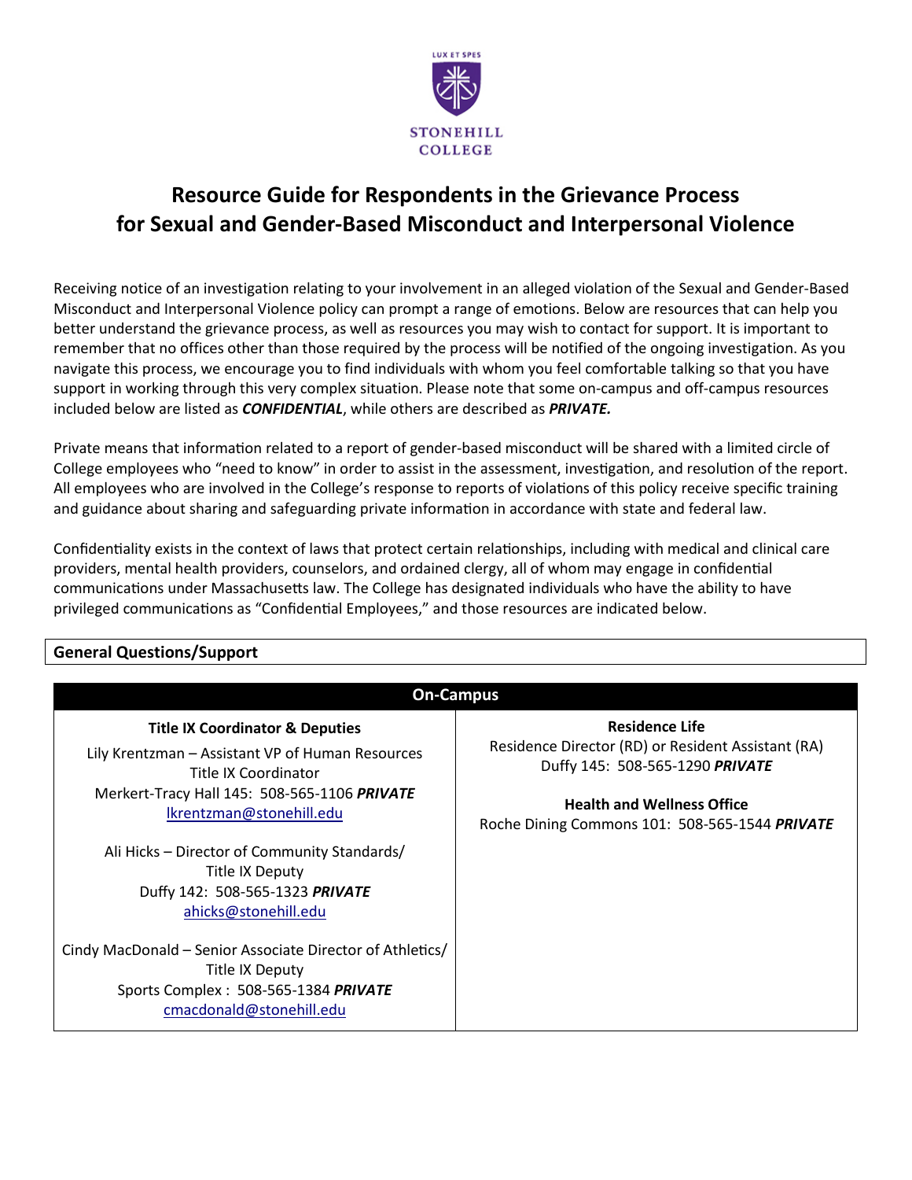LUX ET SPES

STONEHILL COLLEGE

# Resource Guide for Respondents in the Grievance Process for Sexual and Gender-Based Misconduct and Interpersonal Violence

Receiving notice of an investigation relating to your involvement in an alleged violation of the Sexual and Gender-Based Misconduct and Interpersonal Violence policy can prompt a range of emotions. Below are resources that can help you better understand the grievance process, as well as resources you may wish to contact for support. It is important to remember that no offices other than those required by the process will be notified of the ongoing investigation. As you navigate this process, we encourage you to find individuals with whom you feel comfortable talking so that you have support in working through this very complex situation. Please note that some on-campus and off-campus resources included below are listed as ***CONFIDENTIAL***, while others are described as ***PRIVATE.***

Private means that information related to a report of gender-based misconduct will be shared with a limited circle of College employees who "need to know" in order to assist in the assessment, investigation, and resolution of the report. All employees who are involved in the College's response to reports of violations of this policy receive specific training and guidance about sharing and safeguarding private information in accordance with state and federal law.

Confidentiality exists in the context of laws that protect certain relationships, including with medical and clinical care providers, mental health providers, counselors, and ordained clergy, all of whom may engage in confidential communications under Massachusetts law. The College has designated individuals who have the ability to have privileged communications as "Confidential Employees," and those resources are indicated below.

## General Questions/Support

| On-Campus | |
|---|---|
| **Title IX Coordinator & Deputies**<br><br>Lily Krentzman – Assistant VP of Human Resources<br>Title IX Coordinator<br>Merkert-Tracy Hall 145: 508-565-1106 ***PRIVATE***<br>lkrentzman@stonehill.edu<br><br>Ali Hicks – Director of Community Standards/<br>Title IX Deputy<br>Duffy 142: 508-565-1323 ***PRIVATE***<br>ahicks@stonehill.edu<br><br>Cindy MacDonald – Senior Associate Director of Athletics/<br>Title IX Deputy<br>Sports Complex : 508-565-1384 ***PRIVATE***<br>cmacdonald@stonehill.edu | **Residence Life**<br>Residence Director (RD) or Resident Assistant (RA)<br>Duffy 145: 508-565-1290 ***PRIVATE***<br><br>**Health and Wellness Office**<br>Roche Dining Commons 101: 508-565-1544 ***PRIVATE*** |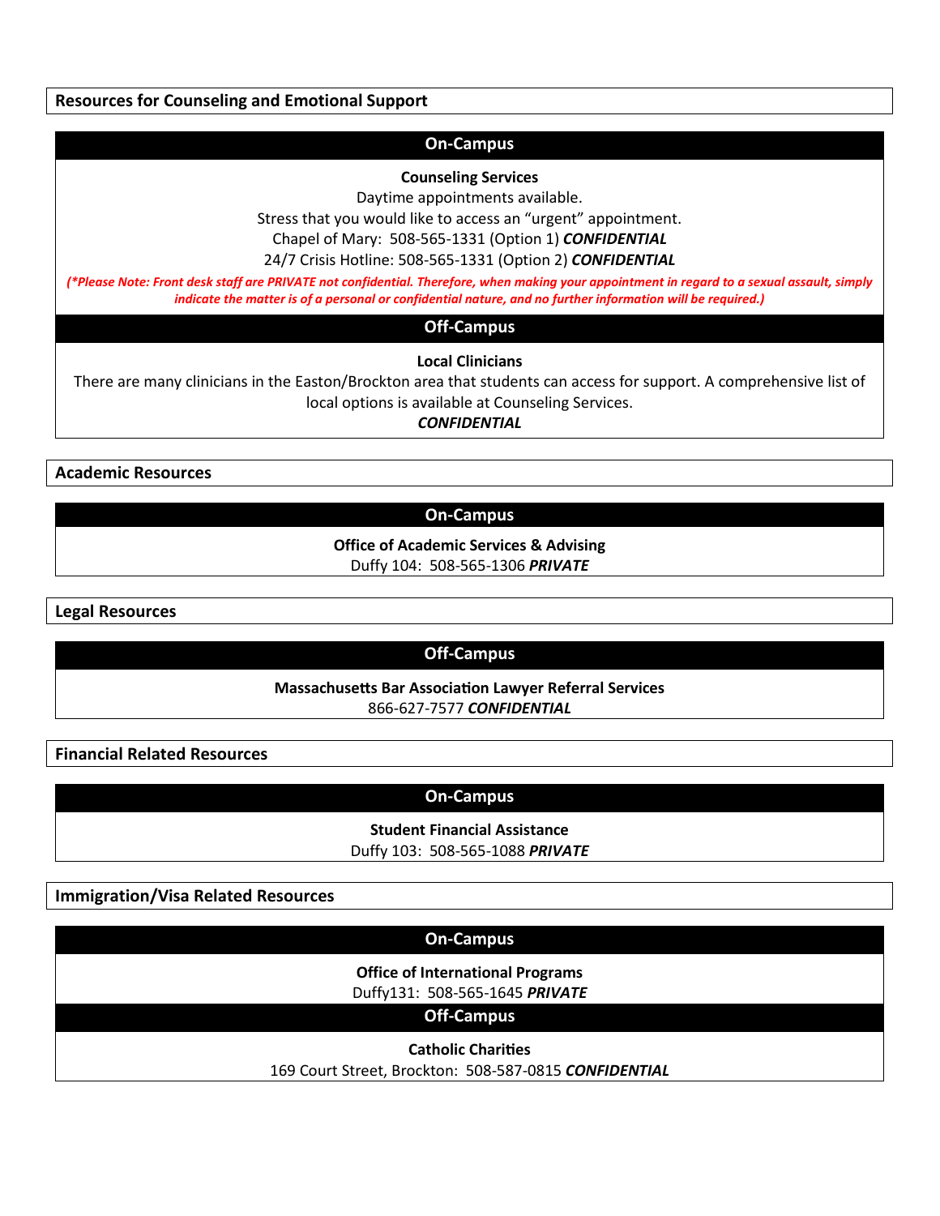## Resources for Counseling and Emotional Support

### On-Campus

**Counseling Services**

Daytime appointments available.

Stress that you would like to access an "urgent" appointment.

Chapel of Mary: 508-565-1331 (Option 1) ***CONFIDENTIAL***

24/7 Crisis Hotline: 508-565-1331 (Option 2) ***CONFIDENTIAL***

***(*Please Note: Front desk staff are PRIVATE not confidential. Therefore, when making your appointment in regard to a sexual assault, simply indicate the matter is of a personal or confidential nature, and no further information will be required.)***

### Off-Campus

**Local Clinicians**

There are many clinicians in the Easton/Brockton area that students can access for support. A comprehensive list of local options is available at Counseling Services.

***CONFIDENTIAL***

## Academic Resources

### On-Campus

**Office of Academic Services & Advising**

Duffy 104: 508-565-1306 ***PRIVATE***

## Legal Resources

### Off-Campus

**Massachusetts Bar Association Lawyer Referral Services**

866-627-7577 ***CONFIDENTIAL***

## Financial Related Resources

### On-Campus

**Student Financial Assistance**

Duffy 103: 508-565-1088 ***PRIVATE***

## Immigration/Visa Related Resources

### On-Campus

**Office of International Programs**

Duffy131: 508-565-1645 ***PRIVATE***

### Off-Campus

**Catholic Charities**

169 Court Street, Brockton: 508-587-0815 ***CONFIDENTIAL***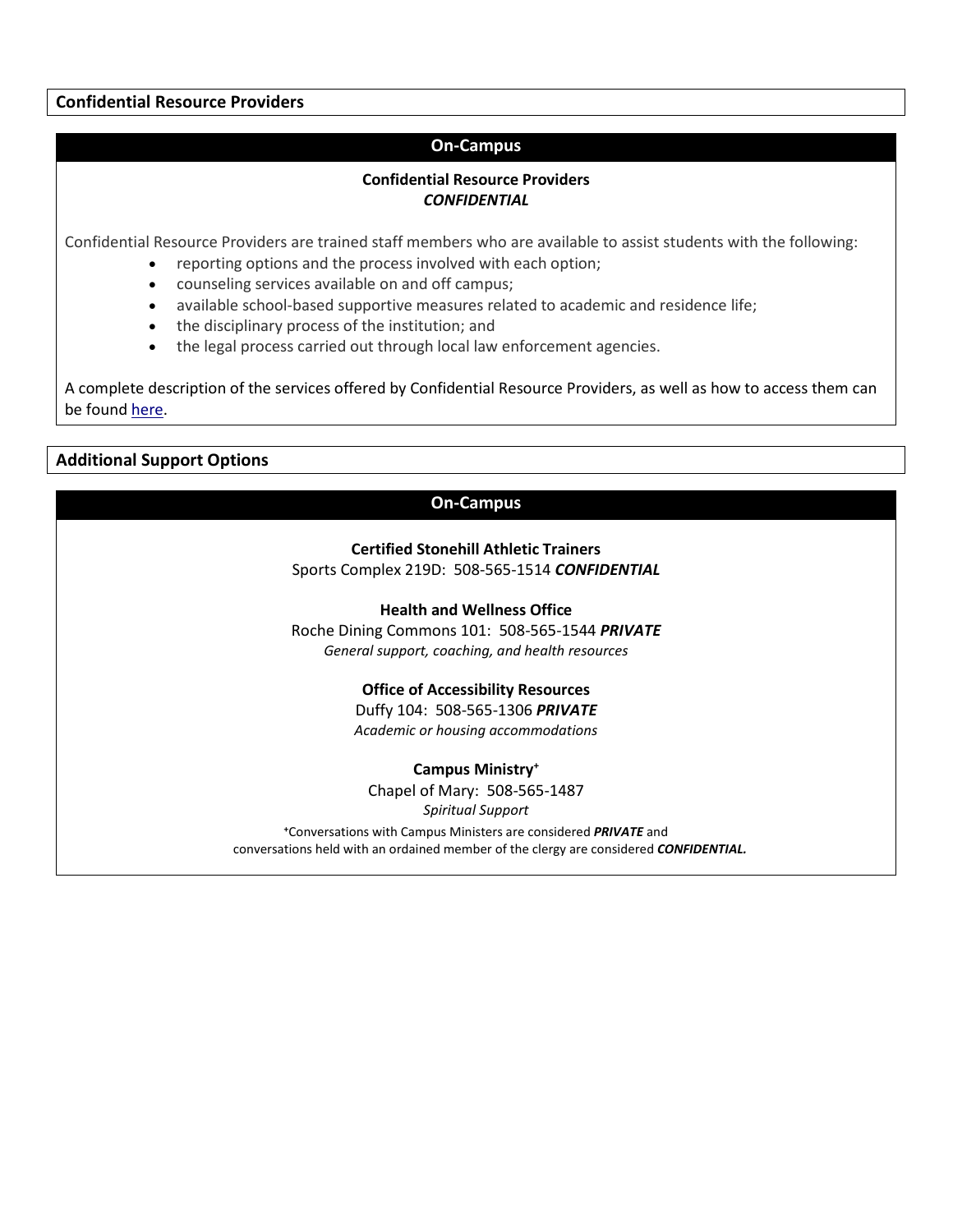## Confidential Resource Providers

### On-Campus

**Confidential Resource Providers**
***CONFIDENTIAL***

Confidential Resource Providers are trained staff members who are available to assist students with the following:

- reporting options and the process involved with each option;
- counseling services available on and off campus;
- available school-based supportive measures related to academic and residence life;
- the disciplinary process of the institution; and
- the legal process carried out through local law enforcement agencies.

A complete description of the services offered by Confidential Resource Providers, as well as how to access them can be found here.

## Additional Support Options

### On-Campus

**Certified Stonehill Athletic Trainers**
Sports Complex 219D: 508-565-1514 ***CONFIDENTIAL***

**Health and Wellness Office**
Roche Dining Commons 101: 508-565-1544 ***PRIVATE***
*General support, coaching, and health resources*

**Office of Accessibility Resources**
Duffy 104: 508-565-1306 ***PRIVATE***
*Academic or housing accommodations*

**Campus Ministry**[+]
Chapel of Mary: 508-565-1487
*Spiritual Support*

[+]Conversations with Campus Ministers are considered ***PRIVATE*** and conversations held with an ordained member of the clergy are considered ***CONFIDENTIAL.***